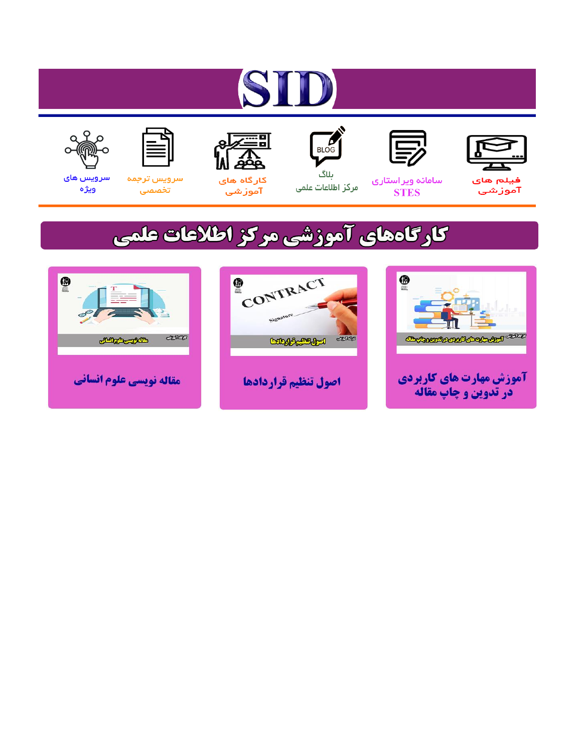# SID

فیلم های آموزشی | سامانه ویراستاری STES | بلاگ مرکز اطلاعات علمی | کارگاه های آموزشی | سرویس ترجمه تخصصی | سرویس های ویژه

## کارگاه‌های آموزشی مرکز اطلاعات علمی

آموزش مهارت های کاربردی در تدوین و چاپ مقاله

اصول تنظیم قراردادها

مقاله نویسی علوم انسانی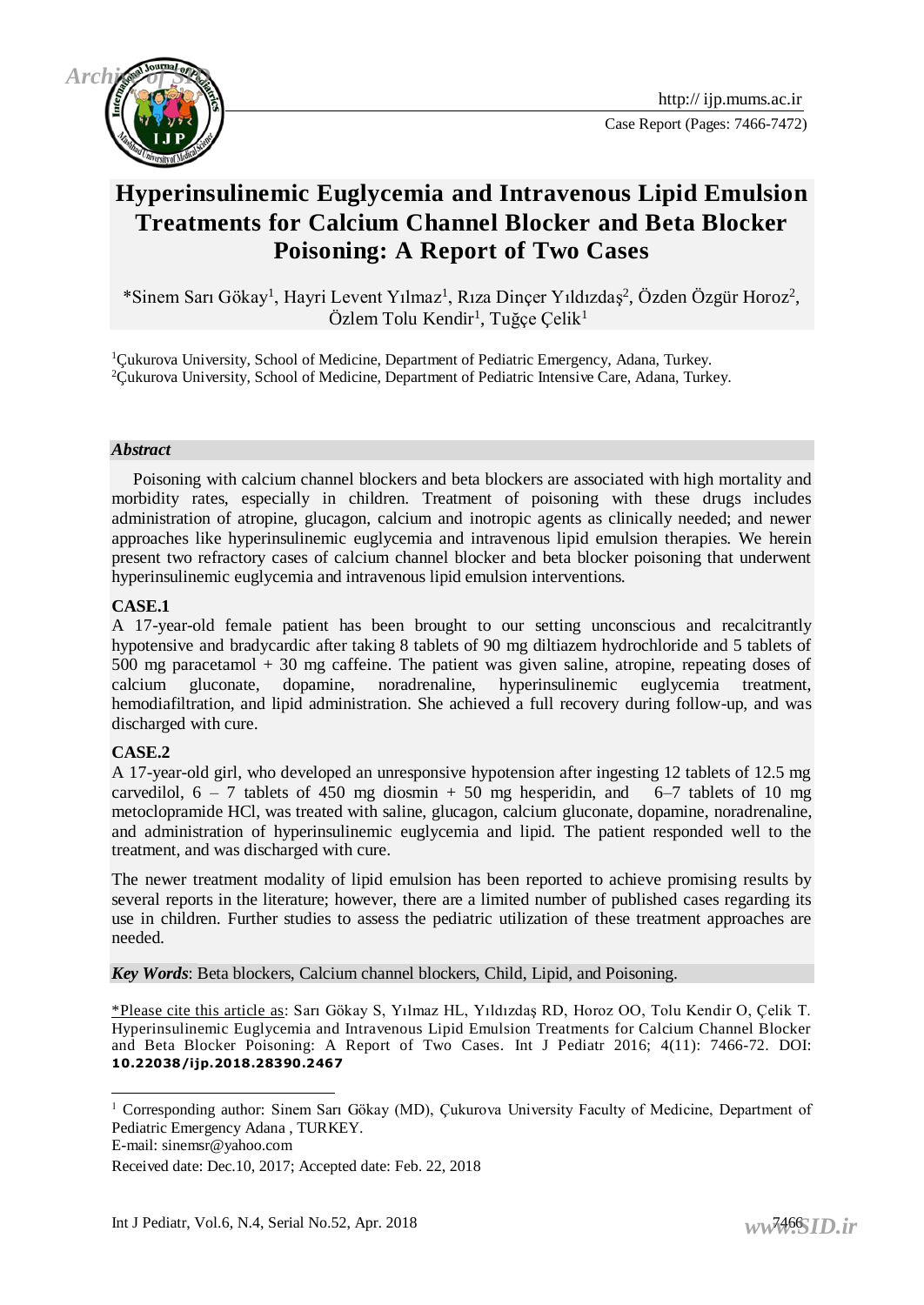# Hyperinsulinemic Euglycemia and Intravenous Lipid Emulsion Treatments for Calcium Channel Blocker and Beta Blocker Poisoning: A Report of Two Cases

*Sinem Sarı Gökay[1], Hayri Levent Yılmaz[1], Rıza Dinçer Yıldızdaş[2], Özden Özgür Horoz[2], Özlem Tolu Kendir[1], Tuğçe Çelik[1]

[1]Çukurova University, School of Medicine, Department of Pediatric Emergency, Adana, Turkey.
[2]Çukurova University, School of Medicine, Department of Pediatric Intensive Care, Adana, Turkey.

### *Abstract*

Poisoning with calcium channel blockers and beta blockers are associated with high mortality and morbidity rates, especially in children. Treatment of poisoning with these drugs includes administration of atropine, glucagon, calcium and inotropic agents as clinically needed; and newer approaches like hyperinsulinemic euglycemia and intravenous lipid emulsion therapies. We herein present two refractory cases of calcium channel blocker and beta blocker poisoning that underwent hyperinsulinemic euglycemia and intravenous lipid emulsion interventions.

**CASE.1**

A 17-year-old female patient has been brought to our setting unconscious and recalcitrantly hypotensive and bradycardic after taking 8 tablets of 90 mg diltiazem hydrochloride and 5 tablets of 500 mg paracetamol + 30 mg caffeine. The patient was given saline, atropine, repeating doses of calcium gluconate, dopamine, noradrenaline, hyperinsulinemic euglycemia treatment, hemodiafiltration, and lipid administration. She achieved a full recovery during follow-up, and was discharged with cure.

**CASE.2**

A 17-year-old girl, who developed an unresponsive hypotension after ingesting 12 tablets of 12.5 mg carvedilol, 6 – 7 tablets of 450 mg diosmin + 50 mg hesperidin, and 6–7 tablets of 10 mg metoclopramide HCl, was treated with saline, glucagon, calcium gluconate, dopamine, noradrenaline, and administration of hyperinsulinemic euglycemia and lipid. The patient responded well to the treatment, and was discharged with cure.

The newer treatment modality of lipid emulsion has been reported to achieve promising results by several reports in the literature; however, there are a limited number of published cases regarding its use in children. Further studies to assess the pediatric utilization of these treatment approaches are needed.

***Key Words***: Beta blockers, Calcium channel blockers, Child, Lipid, and Poisoning.

*Please cite this article as: Sarı Gökay S, Yılmaz HL, Yıldızdaş RD, Horoz OO, Tolu Kendir O, Çelik T. Hyperinsulinemic Euglycemia and Intravenous Lipid Emulsion Treatments for Calcium Channel Blocker and Beta Blocker Poisoning: A Report of Two Cases. Int J Pediatr 2016; 4(11): 7466-72. DOI: **10.22038/ijp.2018.28390.2467**

---

[1] Corresponding author: Sinem Sarı Gökay (MD), Çukurova University Faculty of Medicine, Department of Pediatric Emergency Adana , TURKEY.
E-mail: sinemsr@yahoo.com

Received date: Dec.10, 2017; Accepted date: Feb. 22, 2018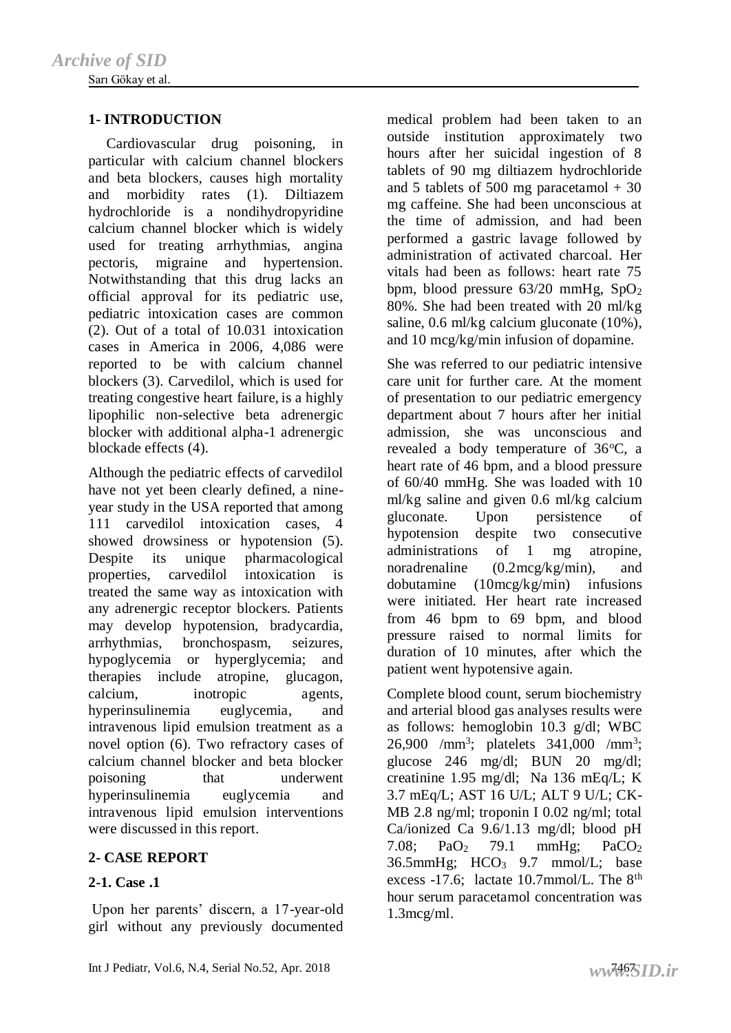## 1- INTRODUCTION

Cardiovascular drug poisoning, in particular with calcium channel blockers and beta blockers, causes high mortality and morbidity rates (1). Diltiazem hydrochloride is a nondihydropyridine calcium channel blocker which is widely used for treating arrhythmias, angina pectoris, migraine and hypertension. Notwithstanding that this drug lacks an official approval for its pediatric use, pediatric intoxication cases are common (2). Out of a total of 10.031 intoxication cases in America in 2006, 4,086 were reported to be with calcium channel blockers (3). Carvedilol, which is used for treating congestive heart failure, is a highly lipophilic non-selective beta adrenergic blocker with additional alpha-1 adrenergic blockade effects (4).

Although the pediatric effects of carvedilol have not yet been clearly defined, a nine-year study in the USA reported that among 111 carvedilol intoxication cases, 4 showed drowsiness or hypotension (5). Despite its unique pharmacological properties, carvedilol intoxication is treated the same way as intoxication with any adrenergic receptor blockers. Patients may develop hypotension, bradycardia, arrhythmias, bronchospasm, seizures, hypoglycemia or hyperglycemia; and therapies include atropine, glucagon, calcium, inotropic agents, hyperinsulinemia euglycemia, and intravenous lipid emulsion treatment as a novel option (6). Two refractory cases of calcium channel blocker and beta blocker poisoning that underwent hyperinsulinemia euglycemia and intravenous lipid emulsion interventions were discussed in this report.

## 2- CASE REPORT

### 2-1. Case .1

Upon her parents' discern, a 17-year-old girl without any previously documented medical problem had been taken to an outside institution approximately two hours after her suicidal ingestion of 8 tablets of 90 mg diltiazem hydrochloride and 5 tablets of 500 mg paracetamol + 30 mg caffeine. She had been unconscious at the time of admission, and had been performed a gastric lavage followed by administration of activated charcoal. Her vitals had been as follows: heart rate 75 bpm, blood pressure 63/20 mmHg, $SpO_2$ 80%. She had been treated with 20 ml/kg saline, 0.6 ml/kg calcium gluconate (10%), and 10 mcg/kg/min infusion of dopamine.

She was referred to our pediatric intensive care unit for further care. At the moment of presentation to our pediatric emergency department about 7 hours after her initial admission, she was unconscious and revealed a body temperature of 36°C, a heart rate of 46 bpm, and a blood pressure of 60/40 mmHg. She was loaded with 10 ml/kg saline and given 0.6 ml/kg calcium gluconate. Upon persistence of hypotension despite two consecutive administrations of 1 mg atropine, noradrenaline (0.2mcg/kg/min), and dobutamine (10mcg/kg/min) infusions were initiated. Her heart rate increased from 46 bpm to 69 bpm, and blood pressure raised to normal limits for duration of 10 minutes, after which the patient went hypotensive again.

Complete blood count, serum biochemistry and arterial blood gas analyses results were as follows: hemoglobin 10.3 g/dl; WBC 26,900 /mm$^3$; platelets 341,000 /mm$^3$; glucose 246 mg/dl; BUN 20 mg/dl; creatinine 1.95 mg/dl; Na 136 mEq/L; K 3.7 mEq/L; AST 16 U/L; ALT 9 U/L; CK-MB 2.8 ng/ml; troponin I 0.02 ng/ml; total Ca/ionized Ca 9.6/1.13 mg/dl; blood pH 7.08; $PaO_2$ 79.1 mmHg; $PaCO_2$ 36.5mmHg; $HCO_3$ 9.7 mmol/L; base excess -17.6; lactate 10.7mmol/L. The 8$^{th}$ hour serum paracetamol concentration was 1.3mcg/ml.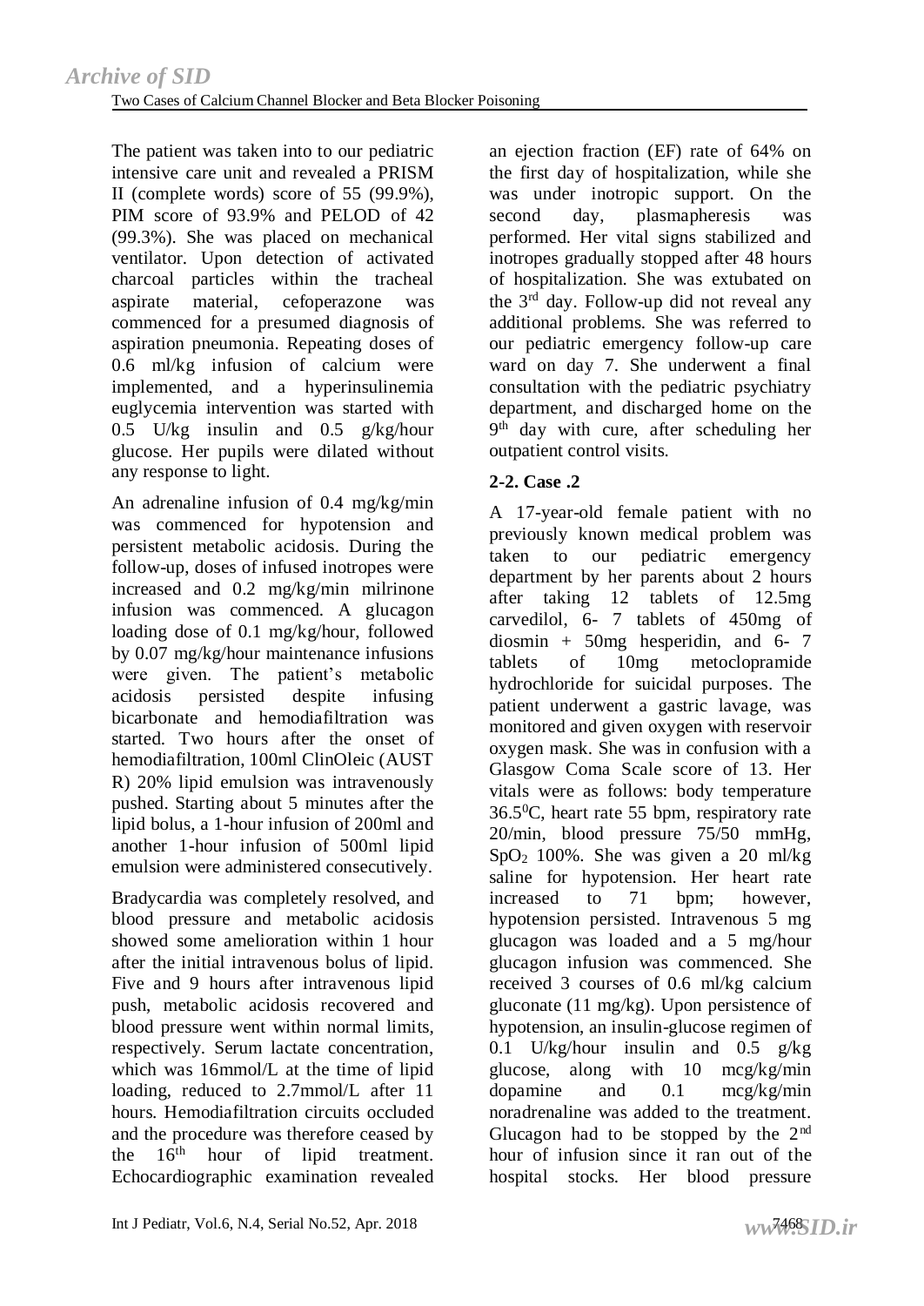The patient was taken into to our pediatric intensive care unit and revealed a PRISM II (complete words) score of 55 (99.9%), PIM score of 93.9% and PELOD of 42 (99.3%). She was placed on mechanical ventilator. Upon detection of activated charcoal particles within the tracheal aspirate material, cefoperazone was commenced for a presumed diagnosis of aspiration pneumonia. Repeating doses of 0.6 ml/kg infusion of calcium were implemented, and a hyperinsulinemia euglycemia intervention was started with 0.5 U/kg insulin and 0.5 g/kg/hour glucose. Her pupils were dilated without any response to light.

An adrenaline infusion of 0.4 mg/kg/min was commenced for hypotension and persistent metabolic acidosis. During the follow-up, doses of infused inotropes were increased and 0.2 mg/kg/min milrinone infusion was commenced. A glucagon loading dose of 0.1 mg/kg/hour, followed by 0.07 mg/kg/hour maintenance infusions were given. The patient's metabolic acidosis persisted despite infusing bicarbonate and hemodiafiltration was started. Two hours after the onset of hemodiafiltration, 100ml ClinOleic (AUST R) 20% lipid emulsion was intravenously pushed. Starting about 5 minutes after the lipid bolus, a 1-hour infusion of 200ml and another 1-hour infusion of 500ml lipid emulsion were administered consecutively.

Bradycardia was completely resolved, and blood pressure and metabolic acidosis showed some amelioration within 1 hour after the initial intravenous bolus of lipid. Five and 9 hours after intravenous lipid push, metabolic acidosis recovered and blood pressure went within normal limits, respectively. Serum lactate concentration, which was 16mmol/L at the time of lipid loading, reduced to 2.7mmol/L after 11 hours. Hemodiafiltration circuits occluded and the procedure was therefore ceased by the 16$^{th}$ hour of lipid treatment. Echocardiographic examination revealed an ejection fraction (EF) rate of 64% on the first day of hospitalization, while she was under inotropic support. On the second day, plasmapheresis was performed. Her vital signs stabilized and inotropes gradually stopped after 48 hours of hospitalization. She was extubated on the 3$^{rd}$ day. Follow-up did not reveal any additional problems. She was referred to our pediatric emergency follow-up care ward on day 7. She underwent a final consultation with the pediatric psychiatry department, and discharged home on the 9$^{th}$ day with cure, after scheduling her outpatient control visits.

### 2-2. Case .2

A 17-year-old female patient with no previously known medical problem was taken to our pediatric emergency department by her parents about 2 hours after taking 12 tablets of 12.5mg carvedilol, 6- 7 tablets of 450mg of diosmin + 50mg hesperidin, and 6- 7 tablets of 10mg metoclopramide hydrochloride for suicidal purposes. The patient underwent a gastric lavage, was monitored and given oxygen with reservoir oxygen mask. She was in confusion with a Glasgow Coma Scale score of 13. Her vitals were as follows: body temperature 36.5$^0$C, heart rate 55 bpm, respiratory rate 20/min, blood pressure 75/50 mmHg, $SpO_2$ 100%. She was given a 20 ml/kg saline for hypotension. Her heart rate increased to 71 bpm; however, hypotension persisted. Intravenous 5 mg glucagon was loaded and a 5 mg/hour glucagon infusion was commenced. She received 3 courses of 0.6 ml/kg calcium gluconate (11 mg/kg). Upon persistence of hypotension, an insulin-glucose regimen of 0.1 U/kg/hour insulin and 0.5 g/kg glucose, along with 10 mcg/kg/min dopamine and 0.1 mcg/kg/min noradrenaline was added to the treatment. Glucagon had to be stopped by the 2$^{nd}$ hour of infusion since it ran out of the hospital stocks. Her blood pressure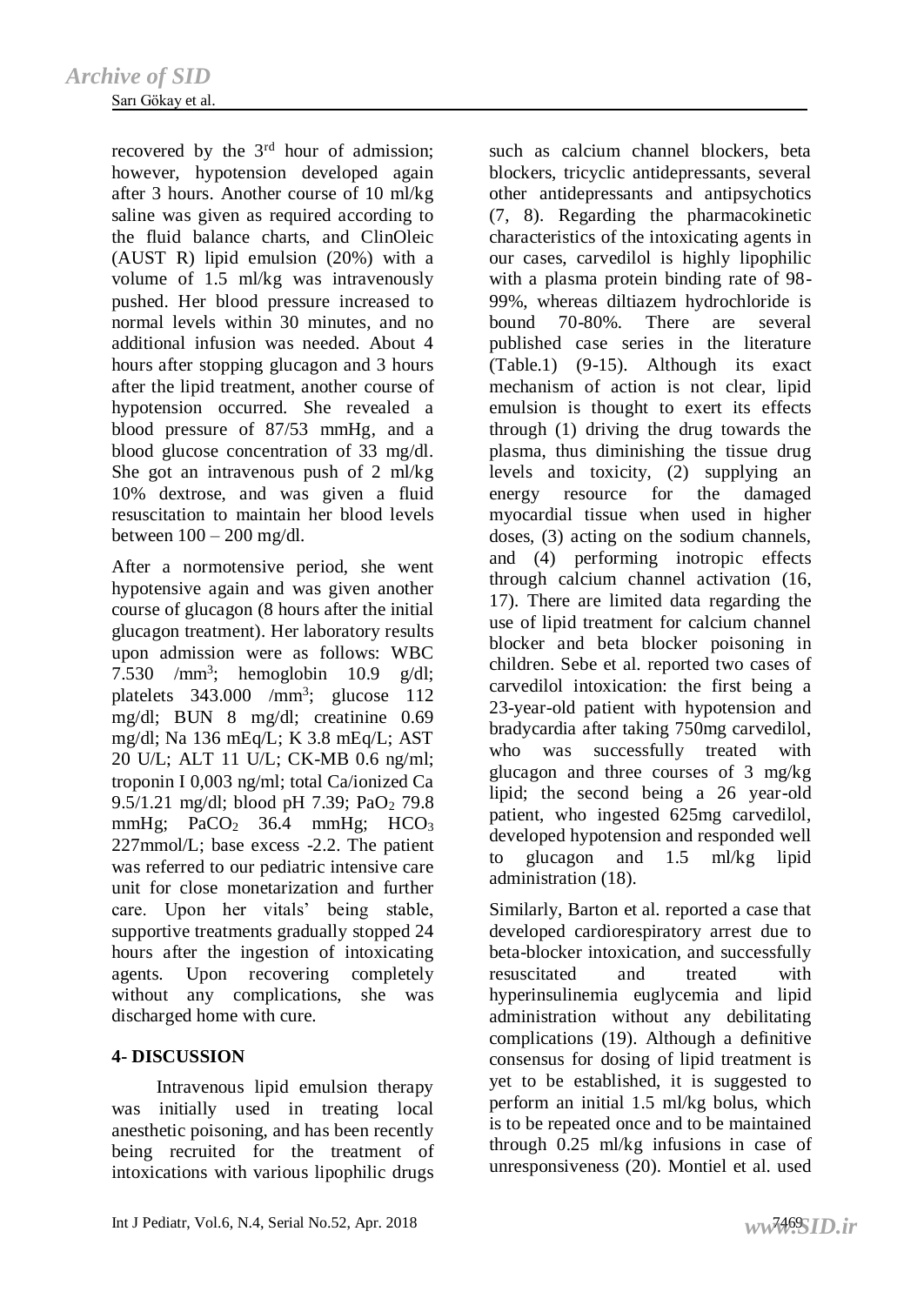recovered by the 3rd hour of admission; however, hypotension developed again after 3 hours. Another course of 10 ml/kg saline was given as required according to the fluid balance charts, and ClinOleic (AUST R) lipid emulsion (20%) with a volume of 1.5 ml/kg was intravenously pushed. Her blood pressure increased to normal levels within 30 minutes, and no additional infusion was needed. About 4 hours after stopping glucagon and 3 hours after the lipid treatment, another course of hypotension occurred. She revealed a blood pressure of 87/53 mmHg, and a blood glucose concentration of 33 mg/dl. She got an intravenous push of 2 ml/kg 10% dextrose, and was given a fluid resuscitation to maintain her blood levels between 100 – 200 mg/dl.

After a normotensive period, she went hypotensive again and was given another course of glucagon (8 hours after the initial glucagon treatment). Her laboratory results upon admission were as follows: WBC 7.530 /mm$^3$; hemoglobin 10.9 g/dl; platelets 343.000 /mm$^3$; glucose 112 mg/dl; BUN 8 mg/dl; creatinine 0.69 mg/dl; Na 136 mEq/L; K 3.8 mEq/L; AST 20 U/L; ALT 11 U/L; CK-MB 0.6 ng/ml; troponin I 0,003 ng/ml; total Ca/ionized Ca 9.5/1.21 mg/dl; blood pH 7.39; $PaO_2$ 79.8 mmHg; $PaCO_2$ 36.4 mmHg; $HCO_3$ 227mmol/L; base excess -2.2. The patient was referred to our pediatric intensive care unit for close monetarization and further care. Upon her vitals' being stable, supportive treatments gradually stopped 24 hours after the ingestion of intoxicating agents. Upon recovering completely without any complications, she was discharged home with cure.

## 4- DISCUSSION

Intravenous lipid emulsion therapy was initially used in treating local anesthetic poisoning, and has been recently being recruited for the treatment of intoxications with various lipophilic drugs such as calcium channel blockers, beta blockers, tricyclic antidepressants, several other antidepressants and antipsychotics (7, 8). Regarding the pharmacokinetic characteristics of the intoxicating agents in our cases, carvedilol is highly lipophilic with a plasma protein binding rate of 98-99%, whereas diltiazem hydrochloride is bound 70-80%. There are several published case series in the literature (Table.1) (9-15). Although its exact mechanism of action is not clear, lipid emulsion is thought to exert its effects through (1) driving the drug towards the plasma, thus diminishing the tissue drug levels and toxicity, (2) supplying an energy resource for the damaged myocardial tissue when used in higher doses, (3) acting on the sodium channels, and (4) performing inotropic effects through calcium channel activation (16, 17). There are limited data regarding the use of lipid treatment for calcium channel blocker and beta blocker poisoning in children. Sebe et al. reported two cases of carvedilol intoxication: the first being a 23-year-old patient with hypotension and bradycardia after taking 750mg carvedilol, who was successfully treated with glucagon and three courses of 3 mg/kg lipid; the second being a 26 year-old patient, who ingested 625mg carvedilol, developed hypotension and responded well to glucagon and 1.5 ml/kg lipid administration (18).

Similarly, Barton et al. reported a case that developed cardiorespiratory arrest due to beta-blocker intoxication, and successfully resuscitated and treated with hyperinsulinemia euglycemia and lipid administration without any debilitating complications (19). Although a definitive consensus for dosing of lipid treatment is yet to be established, it is suggested to perform an initial 1.5 ml/kg bolus, which is to be repeated once and to be maintained through 0.25 ml/kg infusions in case of unresponsiveness (20). Montiel et al. used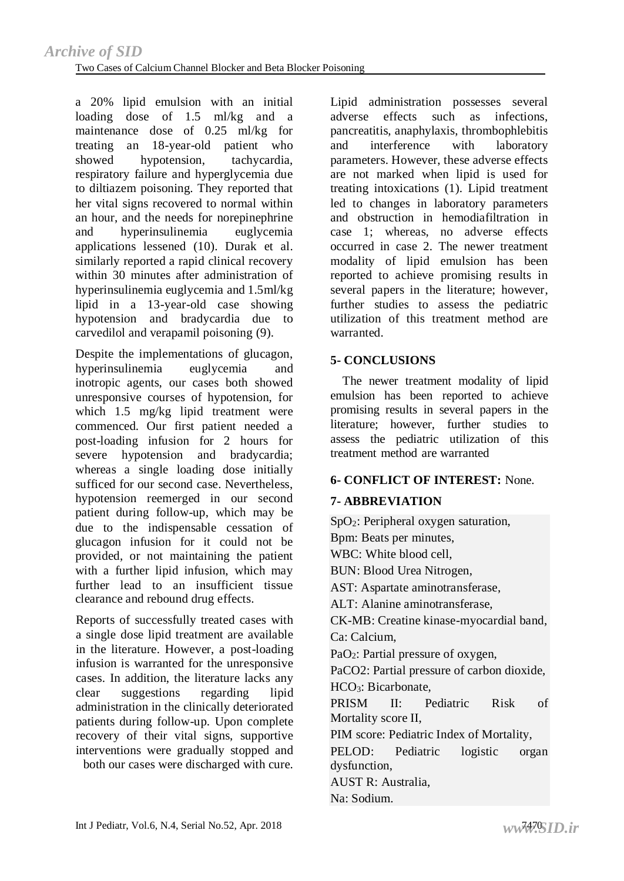a 20% lipid emulsion with an initial loading dose of 1.5 ml/kg and a maintenance dose of 0.25 ml/kg for treating an 18-year-old patient who showed hypotension, tachycardia, respiratory failure and hyperglycemia due to diltiazem poisoning. They reported that her vital signs recovered to normal within an hour, and the needs for norepinephrine and hyperinsulinemia euglycemia applications lessened (10). Durak et al. similarly reported a rapid clinical recovery within 30 minutes after administration of hyperinsulinemia euglycemia and 1.5ml/kg lipid in a 13-year-old case showing hypotension and bradycardia due to carvedilol and verapamil poisoning (9).

Despite the implementations of glucagon, hyperinsulinemia euglycemia and inotropic agents, our cases both showed unresponsive courses of hypotension, for which 1.5 mg/kg lipid treatment were commenced. Our first patient needed a post-loading infusion for 2 hours for severe hypotension and bradycardia; whereas a single loading dose initially sufficed for our second case. Nevertheless, hypotension reemerged in our second patient during follow-up, which may be due to the indispensable cessation of glucagon infusion for it could not be provided, or not maintaining the patient with a further lipid infusion, which may further lead to an insufficient tissue clearance and rebound drug effects.

Reports of successfully treated cases with a single dose lipid treatment are available in the literature. However, a post-loading infusion is warranted for the unresponsive cases. In addition, the literature lacks any clear suggestions regarding lipid administration in the clinically deteriorated patients during follow-up. Upon complete recovery of their vital signs, supportive interventions were gradually stopped and both our cases were discharged with cure.

Lipid administration possesses several adverse effects such as infections, pancreatitis, anaphylaxis, thrombophlebitis and interference with laboratory parameters. However, these adverse effects are not marked when lipid is used for treating intoxications (1). Lipid treatment led to changes in laboratory parameters and obstruction in hemodiafiltration in case 1; whereas, no adverse effects occurred in case 2. The newer treatment modality of lipid emulsion has been reported to achieve promising results in several papers in the literature; however, further studies to assess the pediatric utilization of this treatment method are warranted.

## 5- CONCLUSIONS

The newer treatment modality of lipid emulsion has been reported to achieve promising results in several papers in the literature; however, further studies to assess the pediatric utilization of this treatment method are warranted

## 6- CONFLICT OF INTEREST: None.

## 7- ABBREVIATION

$SpO_2$: Peripheral oxygen saturation,
Bpm: Beats per minutes,
WBC: White blood cell,
BUN: Blood Urea Nitrogen,
AST: Aspartate aminotransferase,
ALT: Alanine aminotransferase,
CK-MB: Creatine kinase-myocardial band,
Ca: Calcium,
$PaO_2$: Partial pressure of oxygen,
PaCO2: Partial pressure of carbon dioxide,
$HCO_3$: Bicarbonate,
PRISM II: Pediatric Risk of Mortality score II,
PIM score: Pediatric Index of Mortality,
PELOD: Pediatric logistic organ dysfunction,
AUST R: Australia,
Na: Sodium.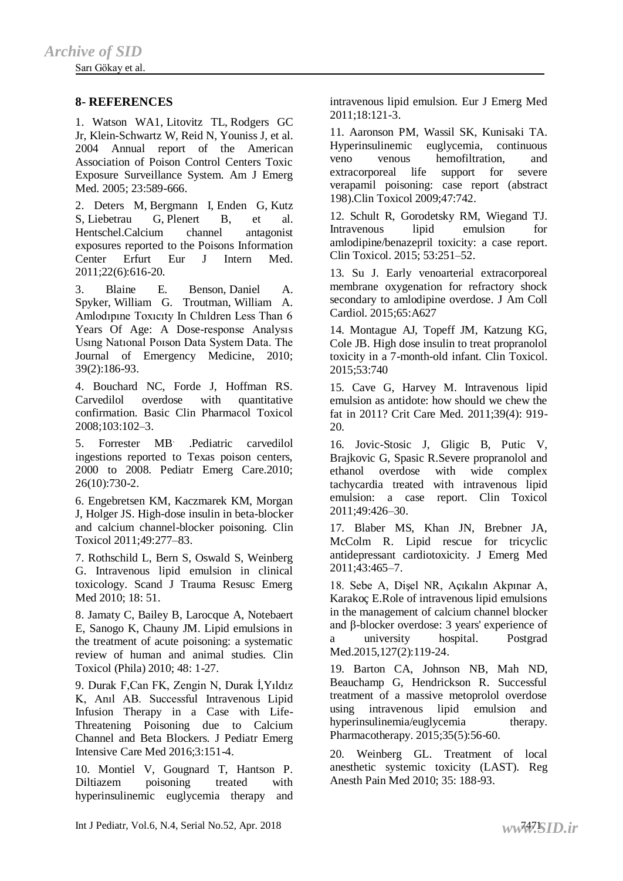## 8- REFERENCES

1. Watson WA1, Litovitz TL, Rodgers GC Jr, Klein-Schwartz W, Reid N, Youniss J, et al. 2004 Annual report of the American Association of Poison Control Centers Toxic Exposure Surveillance System. Am J Emerg Med. 2005; 23:589-666.

2. Deters M, Bergmann I, Enden G, Kutz S, Liebetrau G, Plenert B, et al. Hentschel.Calcium channel antagonist exposures reported to the Poisons Information Center Erfurt Eur J Intern Med. 2011;22(6):616-20.

3. Blaine E. Benson, Daniel A. Spyker, William G. Troutman, William A. Amlodıpıne Toxıcıty In Chıldren Less Than 6 Years Of Age: A Dose-response Analysıs Usıng Natıonal Poıson Data System Data. The Journal of Emergency Medicine, 2010; 39(2):186-93.

4. Bouchard NC, Forde J, Hoffman RS. Carvedilol overdose with quantitative confirmation. Basic Clin Pharmacol Toxicol 2008;103:102–3.

5. Forrester MB. .Pediatric carvedilol ingestions reported to Texas poison centers, 2000 to 2008. Pediatr Emerg Care.2010; 26(10):730-2.

6. Engebretsen KM, Kaczmarek KM, Morgan J, Holger JS. High-dose insulin in beta-blocker and calcium channel-blocker poisoning. Clin Toxicol 2011;49:277–83.

7. Rothschild L, Bern S, Oswald S, Weinberg G. Intravenous lipid emulsion in clinical toxicology. Scand J Trauma Resusc Emerg Med 2010; 18: 51.

8. Jamaty C, Bailey B, Larocque A, Notebaert E, Sanogo K, Chauny JM. Lipid emulsions in the treatment of acute poisoning: a systematic review of human and animal studies. Clin Toxicol (Phila) 2010; 48: 1-27.

9. Durak F,Can FK, Zengin N, Durak İ,Yıldız K, Anıl AB. Successful Intravenous Lipid Infusion Therapy in a Case with Life-Threatening Poisoning due to Calcium Channel and Beta Blockers. J Pediatr Emerg Intensive Care Med 2016;3:151-4.

10. Montiel V, Gougnard T, Hantson P. Diltiazem poisoning treated with hyperinsulinemic euglycemia therapy and intravenous lipid emulsion. Eur J Emerg Med 2011;18:121-3.

11. Aaronson PM, Wassil SK, Kunisaki TA. Hyperinsulinemic euglycemia, continuous veno venous hemofiltration, and extracorporeal life support for severe verapamil poisoning: case report (abstract 198).Clin Toxicol 2009;47:742.

12. Schult R, Gorodetsky RM, Wiegand TJ. Intravenous lipid emulsion for amlodipine/benazepril toxicity: a case report. Clin Toxicol. 2015; 53:251–52.

13. Su J. Early venoarterial extracorporeal membrane oxygenation for refractory shock secondary to amlodipine overdose. J Am Coll Cardiol. 2015;65:A627

14. Montague AJ, Topeff JM, Katzung KG, Cole JB. High dose insulin to treat propranolol toxicity in a 7-month-old infant. Clin Toxicol. 2015;53:740

15. Cave G, Harvey M. Intravenous lipid emulsion as antidote: how should we chew the fat in 2011? Crit Care Med. 2011;39(4): 919-20.

16. Jovic-Stosic J, Gligic B, Putic V, Brajkovic G, Spasic R.Severe propranolol and ethanol overdose with wide complex tachycardia treated with intravenous lipid emulsion: a case report. Clin Toxicol 2011;49:426–30.

17. Blaber MS, Khan JN, Brebner JA, McColm R. Lipid rescue for tricyclic antidepressant cardiotoxicity. J Emerg Med 2011;43:465–7.

18. Sebe A, Dişel NR, Açıkalın Akpınar A, Karakoç E.Role of intravenous lipid emulsions in the management of calcium channel blocker and β-blocker overdose: 3 years' experience of a university hospital. Postgrad Med.2015,127(2):119-24.

19. Barton CA, Johnson NB, Mah ND, Beauchamp G, Hendrickson R. Successful treatment of a massive metoprolol overdose using intravenous lipid emulsion and hyperinsulinemia/euglycemia therapy. Pharmacotherapy. 2015;35(5):56-60.

20. Weinberg GL. Treatment of local anesthetic systemic toxicity (LAST). Reg Anesth Pain Med 2010; 35: 188-93.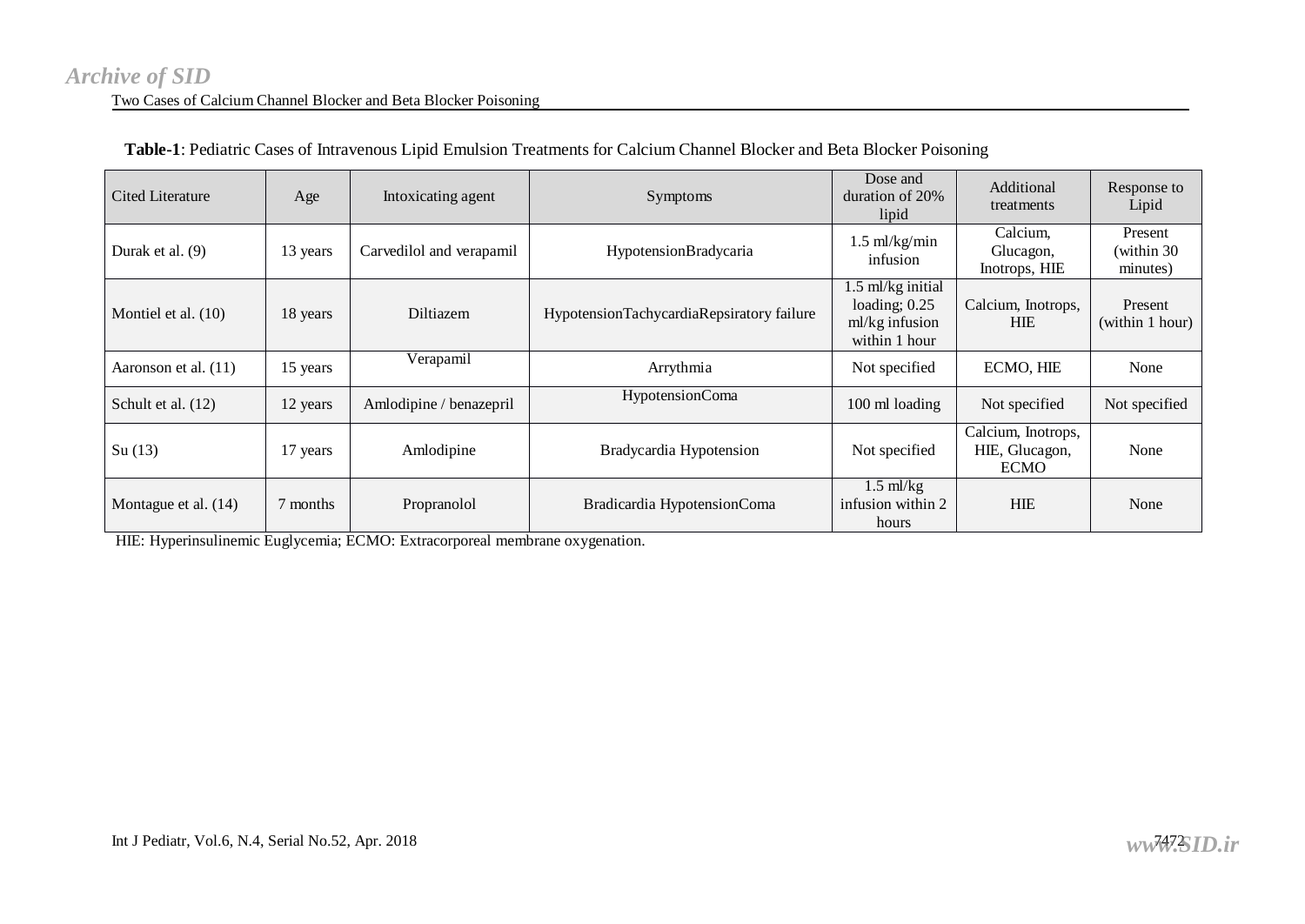**Table-1**: Pediatric Cases of Intravenous Lipid Emulsion Treatments for Calcium Channel Blocker and Beta Blocker Poisoning

| Cited Literature | Age | Intoxicating agent | Symptoms | Dose and duration of 20% lipid | Additional treatments | Response to Lipid |
|---|---|---|---|---|---|---|
| Durak et al. (9) | 13 years | Carvedilol and verapamil | HypotensionBradycaria | 1.5 ml/kg/min infusion | Calcium, Glucagon, Inotrops, HIE | Present (within 30 minutes) |
| Montiel et al. (10) | 18 years | Diltiazem | HypotensionTachycardiaRepsiratory failure | 1.5 ml/kg initial loading; 0.25 ml/kg infusion within 1 hour | Calcium, Inotrops, HIE | Present (within 1 hour) |
| Aaronson et al. (11) | 15 years | Verapamil | Arrythmia | Not specified | ECMO, HIE | None |
| Schult et al. (12) | 12 years | Amlodipine / benazepril | HypotensionComa | 100 ml loading | Not specified | Not specified |
| Su (13) | 17 years | Amlodipine | Bradycardia Hypotension | Not specified | Calcium, Inotrops, HIE, Glucagon, ECMO | None |
| Montague et al. (14) | 7 months | Propranolol | Bradicardia HypotensionComa | 1.5 ml/kg infusion within 2 hours | HIE | None |

HIE: Hyperinsulinemic Euglycemia; ECMO: Extracorporeal membrane oxygenation.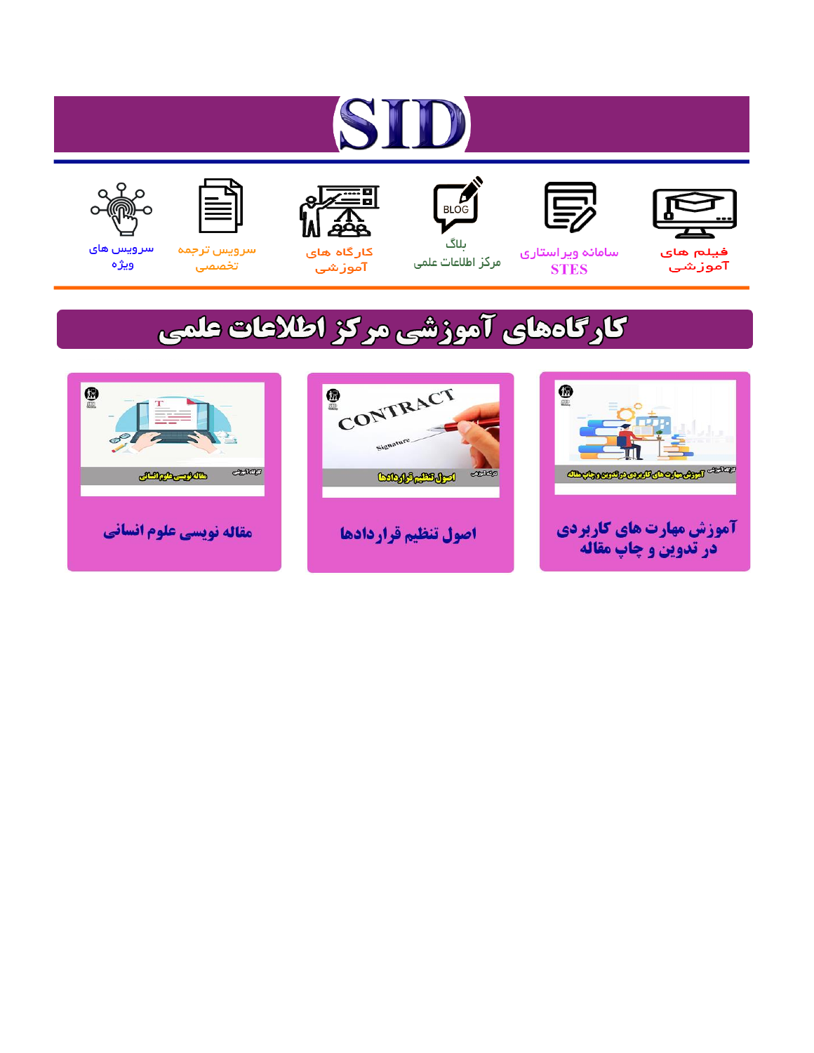# SID

فیلم های آموزشی

سامانه ویراستاری STES

بلاگ مرکز اطلاعات علمی

کارگاه های آموزشی

سرویس ترجمه تخصصی

سرویس های ویژه

## کارگاه‌های آموزشی مرکز اطلاعات علمی

آموزش مهارت های کاربردی در تدوین و چاپ مقاله

اصول تنظیم قراردادها

مقاله نویسی علوم انسانی